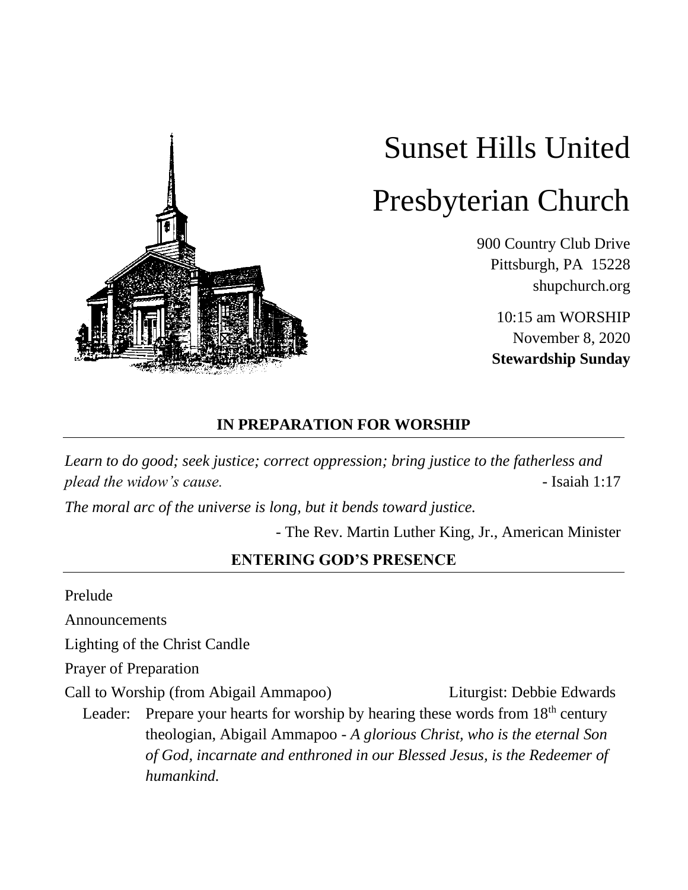# Sunset Hills United Presbyterian Church

900 Country Club Drive
Pittsburgh, PA 15228
shupchurch.org

10:15 am WORSHIP
November 8, 2020
**Stewardship Sunday**

## IN PREPARATION FOR WORSHIP

*Learn to do good; seek justice; correct oppression; bring justice to the fatherless and plead the widow's cause.* - Isaiah 1:17

*The moral arc of the universe is long, but it bends toward justice.*

- The Rev. Martin Luther King, Jr., American Minister

## ENTERING GOD'S PRESENCE

Prelude

Announcements

Lighting of the Christ Candle

Prayer of Preparation

Call to Worship (from Abigail Ammapoo) Liturgist: Debbie Edwards

Leader: Prepare your hearts for worship by hearing these words from 18th century theologian, Abigail Ammapoo - *A glorious Christ, who is the eternal Son of God, incarnate and enthroned in our Blessed Jesus, is the Redeemer of humankind.*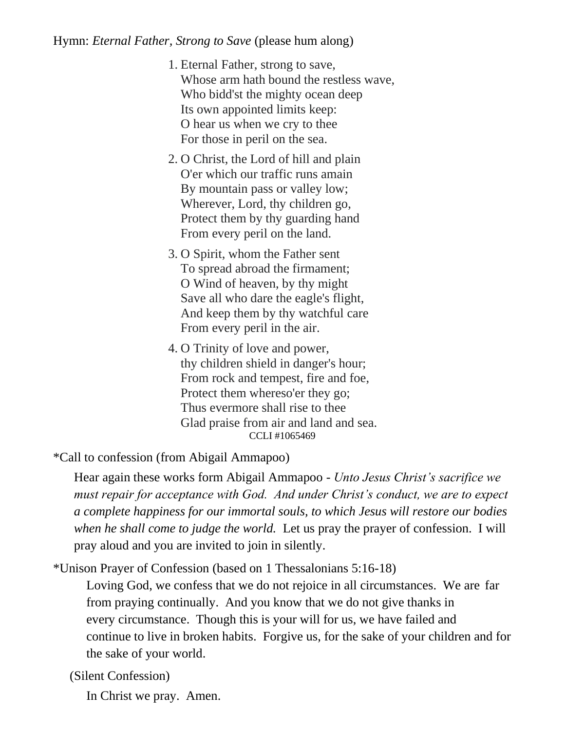Hymn: *Eternal Father, Strong to Save* (please hum along)

1. Eternal Father, strong to save,
   Whose arm hath bound the restless wave,
   Who bidd'st the mighty ocean deep
   Its own appointed limits keep:
   O hear us when we cry to thee
   For those in peril on the sea.

2. O Christ, the Lord of hill and plain
   O'er which our traffic runs amain
   By mountain pass or valley low;
   Wherever, Lord, thy children go,
   Protect them by thy guarding hand
   From every peril on the land.

3. O Spirit, whom the Father sent
   To spread abroad the firmament;
   O Wind of heaven, by thy might
   Save all who dare the eagle's flight,
   And keep them by thy watchful care
   From every peril in the air.

4. O Trinity of love and power,
   thy children shield in danger's hour;
   From rock and tempest, fire and foe,
   Protect them whereso'er they go;
   Thus evermore shall rise to thee
   Glad praise from air and land and sea.

CCLI #1065469

*Call to confession (from Abigail Ammapoo)

Hear again these works form Abigail Ammapoo - *Unto Jesus Christ's sacrifice we must repair for acceptance with God. And under Christ's conduct, we are to expect a complete happiness for our immortal souls, to which Jesus will restore our bodies when he shall come to judge the world.* Let us pray the prayer of confession. I will pray aloud and you are invited to join in silently.

*Unison Prayer of Confession (based on 1 Thessalonians 5:16-18)

Loving God, we confess that we do not rejoice in all circumstances. We are far from praying continually. And you know that we do not give thanks in every circumstance. Though this is your will for us, we have failed and continue to live in broken habits. Forgive us, for the sake of your children and for the sake of your world.

(Silent Confession)

In Christ we pray. Amen.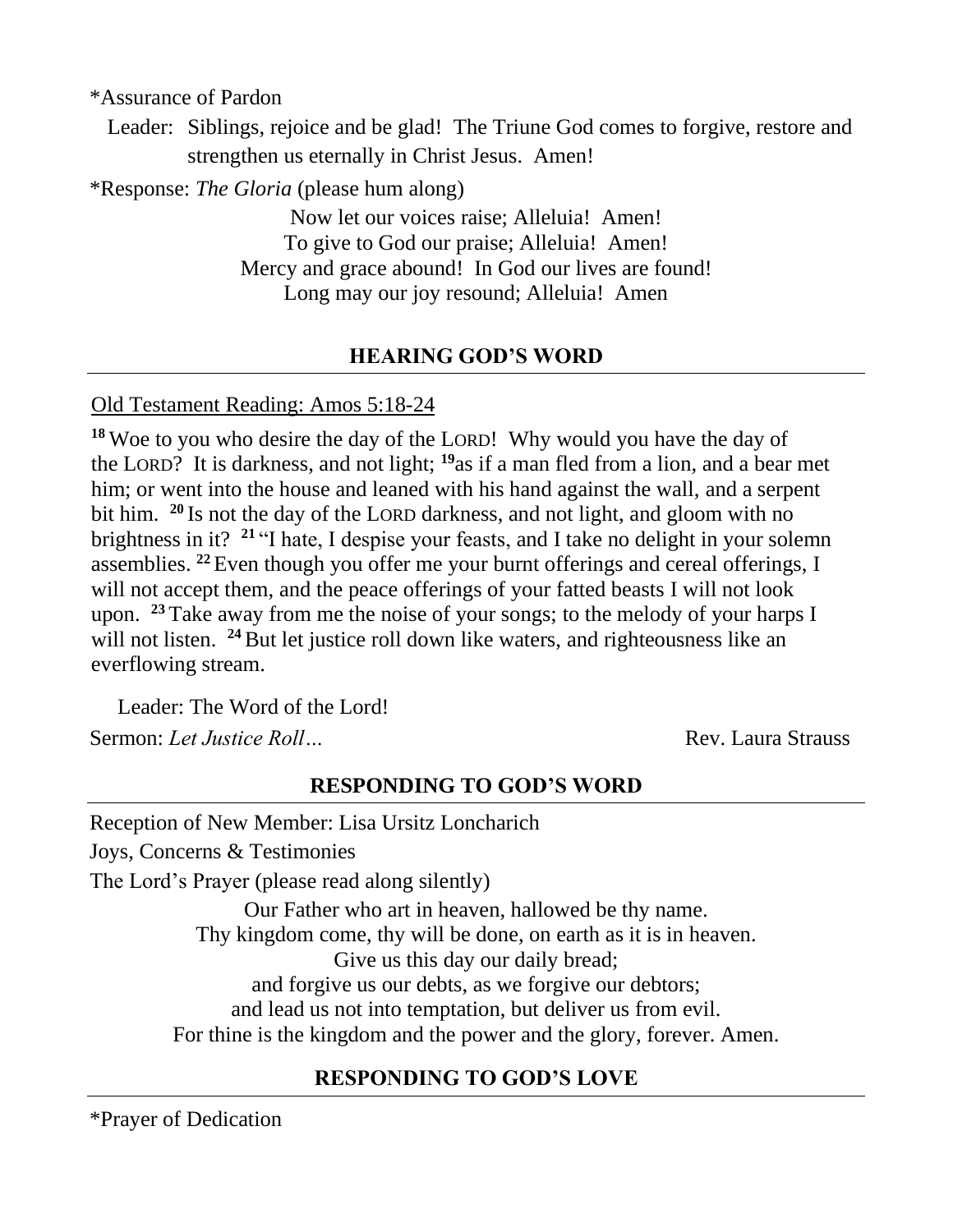*Assurance of Pardon

Leader: Siblings, rejoice and be glad! The Triune God comes to forgive, restore and strengthen us eternally in Christ Jesus. Amen!

*Response: *The Gloria* (please hum along)

Now let our voices raise; Alleluia! Amen!  
To give to God our praise; Alleluia! Amen!  
Mercy and grace abound! In God our lives are found!  
Long may our joy resound; Alleluia! Amen

## HEARING GOD'S WORD

Old Testament Reading: Amos 5:18-24

[18] Woe to you who desire the day of the LORD! Why would you have the day of the LORD? It is darkness, and not light; [19] as if a man fled from a lion, and a bear met him; or went into the house and leaned with his hand against the wall, and a serpent bit him. [20] Is not the day of the LORD darkness, and not light, and gloom with no brightness in it? [21] "I hate, I despise your feasts, and I take no delight in your solemn assemblies. [22] Even though you offer me your burnt offerings and cereal offerings, I will not accept them, and the peace offerings of your fatted beasts I will not look upon. [23] Take away from me the noise of your songs; to the melody of your harps I will not listen. [24] But let justice roll down like waters, and righteousness like an everflowing stream.

Leader: The Word of the Lord!

Sermon: *Let Justice Roll…* Rev. Laura Strauss

## RESPONDING TO GOD'S WORD

Reception of New Member: Lisa Ursitz Loncharich

Joys, Concerns & Testimonies

The Lord's Prayer (please read along silently)

Our Father who art in heaven, hallowed be thy name.  
Thy kingdom come, thy will be done, on earth as it is in heaven.  
Give us this day our daily bread;  
and forgive us our debts, as we forgive our debtors;  
and lead us not into temptation, but deliver us from evil.  
For thine is the kingdom and the power and the glory, forever. Amen.

## RESPONDING TO GOD'S LOVE

*Prayer of Dedication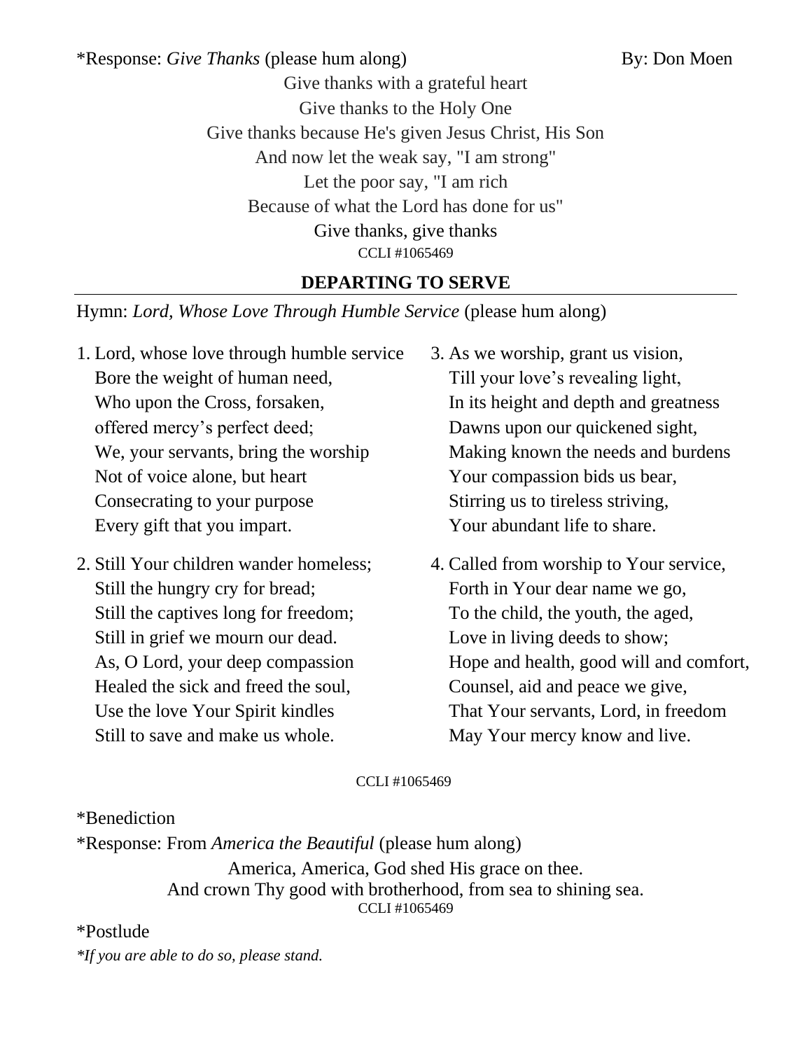*Response: *Give Thanks* (please hum along) By: Don Moen

Give thanks with a grateful heart
Give thanks to the Holy One
Give thanks because He's given Jesus Christ, His Son
And now let the weak say, "I am strong"
Let the poor say, "I am rich
Because of what the Lord has done for us"
Give thanks, give thanks
CCLI #1065469

## DEPARTING TO SERVE

Hymn: *Lord, Whose Love Through Humble Service* (please hum along)

1. Lord, whose love through humble service
   Bore the weight of human need,
   Who upon the Cross, forsaken,
   offered mercy's perfect deed;
   We, your servants, bring the worship
   Not of voice alone, but heart
   Consecrating to your purpose
   Every gift that you impart.

2. Still Your children wander homeless;
   Still the hungry cry for bread;
   Still the captives long for freedom;
   Still in grief we mourn our dead.
   As, O Lord, your deep compassion
   Healed the sick and freed the soul,
   Use the love Your Spirit kindles
   Still to save and make us whole.

3. As we worship, grant us vision,
   Till your love's revealing light,
   In its height and depth and greatness
   Dawns upon our quickened sight,
   Making known the needs and burdens
   Your compassion bids us bear,
   Stirring us to tireless striving,
   Your abundant life to share.

4. Called from worship to Your service,
   Forth in Your dear name we go,
   To the child, the youth, the aged,
   Love in living deeds to show;
   Hope and health, good will and comfort,
   Counsel, aid and peace we give,
   That Your servants, Lord, in freedom
   May Your mercy know and live.

CCLI #1065469

*Benediction

*Response: From *America the Beautiful* (please hum along)

America, America, God shed His grace on thee.
And crown Thy good with brotherhood, from sea to shining sea.
CCLI #1065469

*Postlude

**If you are able to do so, please stand.*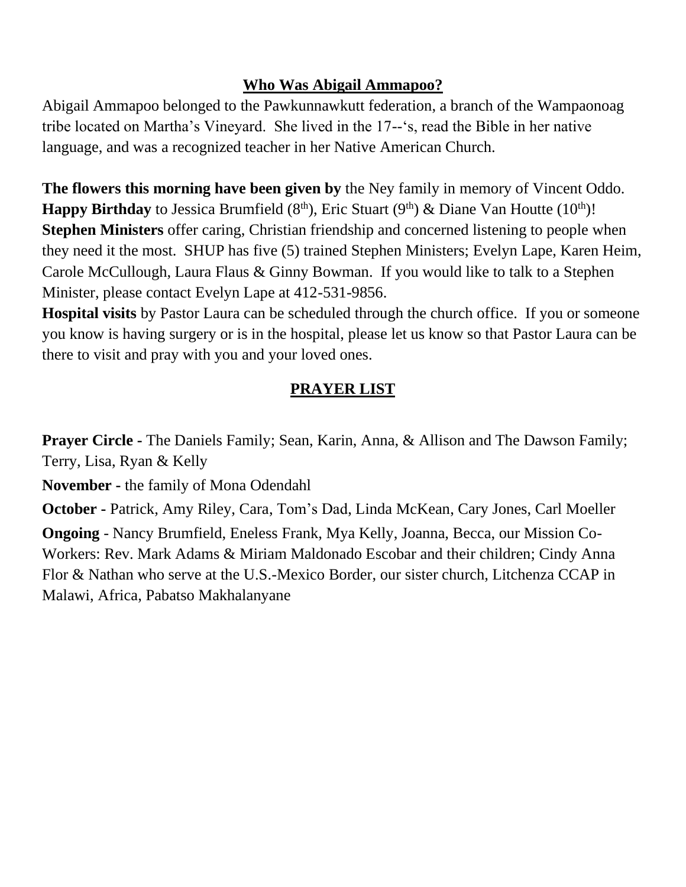## Who Was Abigail Ammapoo?

Abigail Ammapoo belonged to the Pawkunnawkutt federation, a branch of the Wampaonoag tribe located on Martha's Vineyard. She lived in the 17--'s, read the Bible in her native language, and was a recognized teacher in her Native American Church.

**The flowers this morning have been given by** the Ney family in memory of Vincent Oddo.
**Happy Birthday** to Jessica Brumfield (8th), Eric Stuart (9th) & Diane Van Houtte (10th)!
**Stephen Ministers** offer caring, Christian friendship and concerned listening to people when they need it the most. SHUP has five (5) trained Stephen Ministers; Evelyn Lape, Karen Heim, Carole McCullough, Laura Flaus & Ginny Bowman. If you would like to talk to a Stephen Minister, please contact Evelyn Lape at 412-531-9856.
**Hospital visits** by Pastor Laura can be scheduled through the church office. If you or someone you know is having surgery or is in the hospital, please let us know so that Pastor Laura can be there to visit and pray with you and your loved ones.

## PRAYER LIST

**Prayer Circle -** The Daniels Family; Sean, Karin, Anna, & Allison and The Dawson Family; Terry, Lisa, Ryan & Kelly

**November -** the family of Mona Odendahl

**October -** Patrick, Amy Riley, Cara, Tom's Dad, Linda McKean, Cary Jones, Carl Moeller

**Ongoing** - Nancy Brumfield, Eneless Frank, Mya Kelly, Joanna, Becca, our Mission Co-Workers: Rev. Mark Adams & Miriam Maldonado Escobar and their children; Cindy Anna Flor & Nathan who serve at the U.S.-Mexico Border, our sister church, Litchenza CCAP in Malawi, Africa, Pabatso Makhalanyane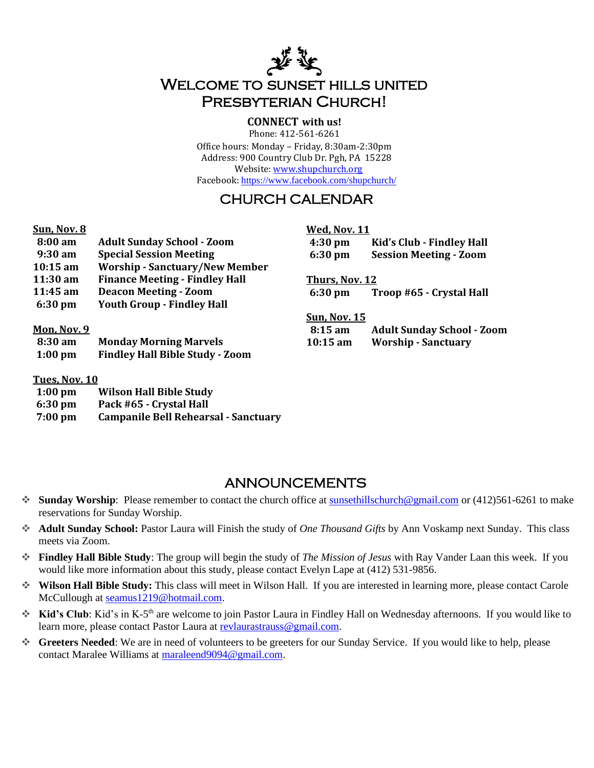# Welcome to Sunset Hills United Presbyterian Church!

**CONNECT with us!**

Phone: 412-561-6261
Office hours: Monday – Friday, 8:30am-2:30pm
Address: 900 Country Club Dr. Pgh, PA 15228
Website: www.shupchurch.org
Facebook: https://www.facebook.com/shupchurch/

## CHURCH CALENDAR

**Sun, Nov. 8**

| | |
|---|---|
| 8:00 am | **Adult Sunday School - Zoom** |
| 9:30 am | **Special Session Meeting** |
| 10:15 am | **Worship - Sanctuary/New Member** |
| 11:30 am | **Finance Meeting - Findley Hall** |
| 11:45 am | **Deacon Meeting - Zoom** |
| 6:30 pm | **Youth Group - Findley Hall** |

**Mon, Nov. 9**

| | |
|---|---|
| 8:30 am | **Monday Morning Marvels** |
| 1:00 pm | **Findley Hall Bible Study - Zoom** |

**Tues, Nov. 10**

| | |
|---|---|
| 1:00 pm | **Wilson Hall Bible Study** |
| 6:30 pm | **Pack #65 - Crystal Hall** |
| 7:00 pm | **Campanile Bell Rehearsal - Sanctuary** |

**Wed, Nov. 11**

| | |
|---|---|
| 4:30 pm | **Kid's Club - Findley Hall** |
| 6:30 pm | **Session Meeting - Zoom** |

**Thurs, Nov. 12**

| | |
|---|---|
| 6:30 pm | **Troop #65 - Crystal Hall** |

**Sun, Nov. 15**

| | |
|---|---|
| 8:15 am | **Adult Sunday School - Zoom** |
| 10:15 am | **Worship - Sanctuary** |

## ANNOUNCEMENTS

- **Sunday Worship**: Please remember to contact the church office at sunsethillschurch@gmail.com or (412)561-6261 to make reservations for Sunday Worship.
- **Adult Sunday School:** Pastor Laura will Finish the study of *One Thousand Gifts* by Ann Voskamp next Sunday. This class meets via Zoom.
- **Findley Hall Bible Study**: The group will begin the study of *The Mission of Jesus* with Ray Vander Laan this week. If you would like more information about this study, please contact Evelyn Lape at (412) 531-9856.
- **Wilson Hall Bible Study:** This class will meet in Wilson Hall. If you are interested in learning more, please contact Carole McCullough at seamus1219@hotmail.com.
- **Kid's Club**: Kid's in K-5th are welcome to join Pastor Laura in Findley Hall on Wednesday afternoons. If you would like to learn more, please contact Pastor Laura at revlaurastrauss@gmail.com.
- **Greeters Needed**: We are in need of volunteers to be greeters for our Sunday Service. If you would like to help, please contact Maralee Williams at maraleend9094@gmail.com.